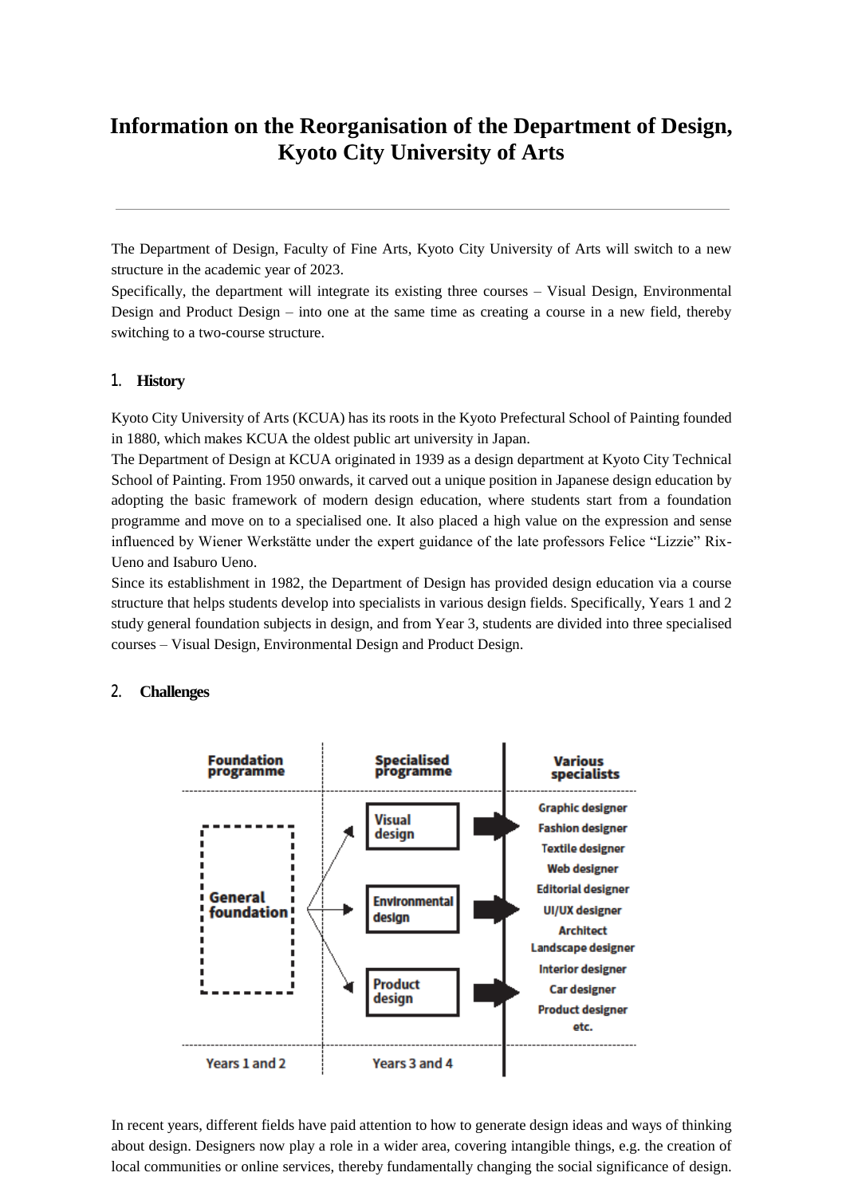# Information on the Reorganisation of the Department of Design, Kyoto City University of Arts

The Department of Design, Faculty of Fine Arts, Kyoto City University of Arts will switch to a new structure in the academic year of 2023.

Specifically, the department will integrate its existing three courses – Visual Design, Environmental Design and Product Design – into one at the same time as creating a course in a new field, thereby switching to a two-course structure.

## 1. History

Kyoto City University of Arts (KCUA) has its roots in the Kyoto Prefectural School of Painting founded in 1880, which makes KCUA the oldest public art university in Japan.

The Department of Design at KCUA originated in 1939 as a design department at Kyoto City Technical School of Painting. From 1950 onwards, it carved out a unique position in Japanese design education by adopting the basic framework of modern design education, where students start from a foundation programme and move on to a specialised one. It also placed a high value on the expression and sense influenced by Wiener Werkstätte under the expert guidance of the late professors Felice "Lizzie" Rix-Ueno and Isaburo Ueno.

Since its establishment in 1982, the Department of Design has provided design education via a course structure that helps students develop into specialists in various design fields. Specifically, Years 1 and 2 study general foundation subjects in design, and from Year 3, students are divided into three specialised courses – Visual Design, Environmental Design and Product Design.

## 2. Challenges

| Foundation programme | Specialised programme | Various specialists |
| --- | --- | --- |
| General foundation | Visual design<br>Environmental design<br>Product design | Graphic designer<br>Fashion designer<br>Textile designer<br>Web designer<br>Editorial designer<br>UI/UX designer<br>Architect<br>Landscape designer<br>Interior designer<br>Car designer<br>Product designer<br>etc. |
| Years 1 and 2 | Years 3 and 4 | |

In recent years, different fields have paid attention to how to generate design ideas and ways of thinking about design. Designers now play a role in a wider area, covering intangible things, e.g. the creation of local communities or online services, thereby fundamentally changing the social significance of design.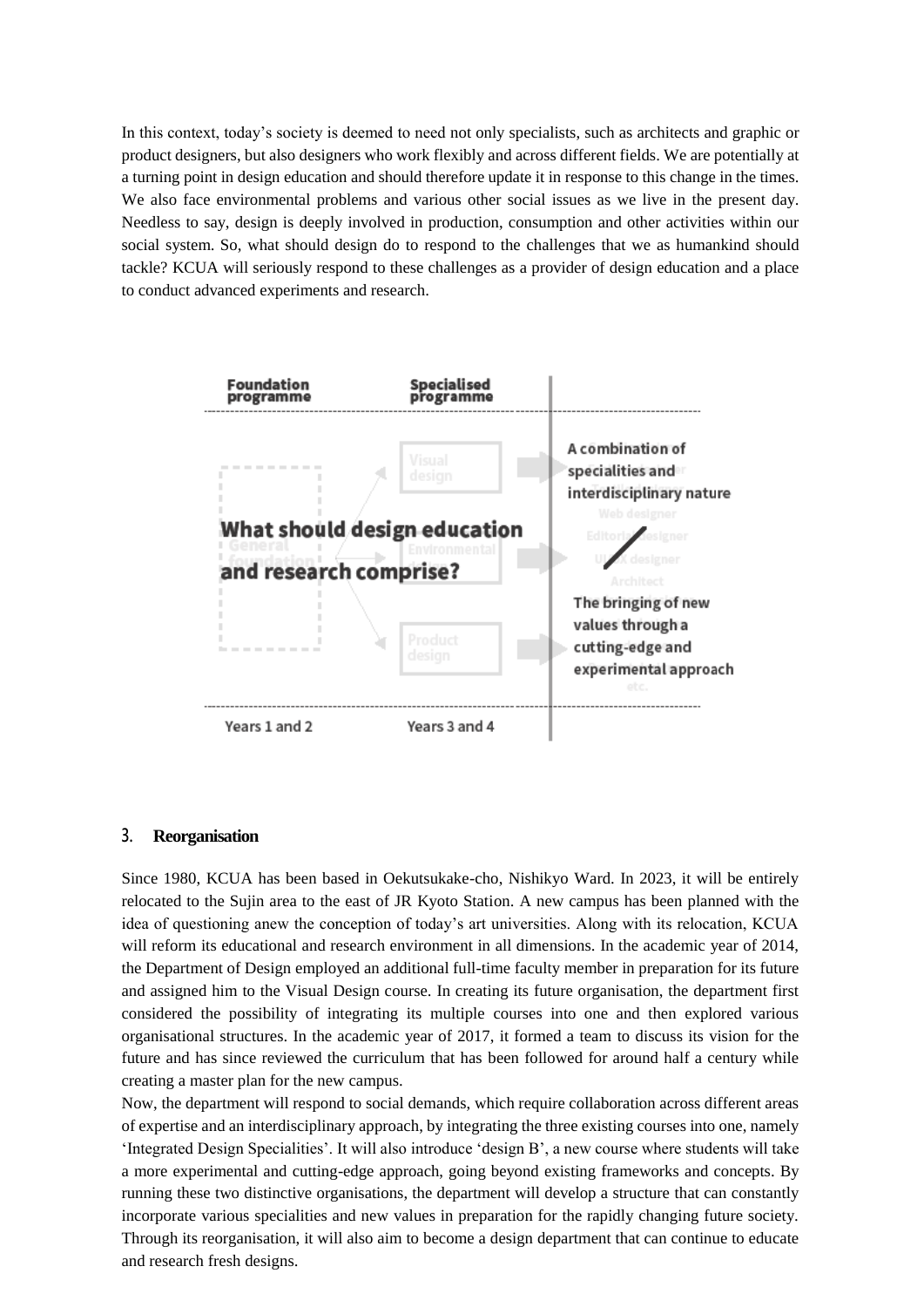In this context, today's society is deemed to need not only specialists, such as architects and graphic or product designers, but also designers who work flexibly and across different fields. We are potentially at a turning point in design education and should therefore update it in response to this change in the times. We also face environmental problems and various other social issues as we live in the present day. Needless to say, design is deeply involved in production, consumption and other activities within our social system. So, what should design do to respond to the challenges that we as humankind should tackle? KCUA will seriously respond to these challenges as a provider of design education and a place to conduct advanced experiments and research.

Foundation programme | Specialised programme

What should design education and research comprise?

A combination of specialities and interdisciplinary nature / The bringing of new values through a cutting-edge and experimental approach

Years 1 and 2 | Years 3 and 4

## 3. Reorganisation

Since 1980, KCUA has been based in Oekutsukake-cho, Nishikyo Ward. In 2023, it will be entirely relocated to the Sujin area to the east of JR Kyoto Station. A new campus has been planned with the idea of questioning anew the conception of today's art universities. Along with its relocation, KCUA will reform its educational and research environment in all dimensions. In the academic year of 2014, the Department of Design employed an additional full-time faculty member in preparation for its future and assigned him to the Visual Design course. In creating its future organisation, the department first considered the possibility of integrating its multiple courses into one and then explored various organisational structures. In the academic year of 2017, it formed a team to discuss its vision for the future and has since reviewed the curriculum that has been followed for around half a century while creating a master plan for the new campus.

Now, the department will respond to social demands, which require collaboration across different areas of expertise and an interdisciplinary approach, by integrating the three existing courses into one, namely 'Integrated Design Specialities'. It will also introduce 'design B', a new course where students will take a more experimental and cutting-edge approach, going beyond existing frameworks and concepts. By running these two distinctive organisations, the department will develop a structure that can constantly incorporate various specialities and new values in preparation for the rapidly changing future society. Through its reorganisation, it will also aim to become a design department that can continue to educate and research fresh designs.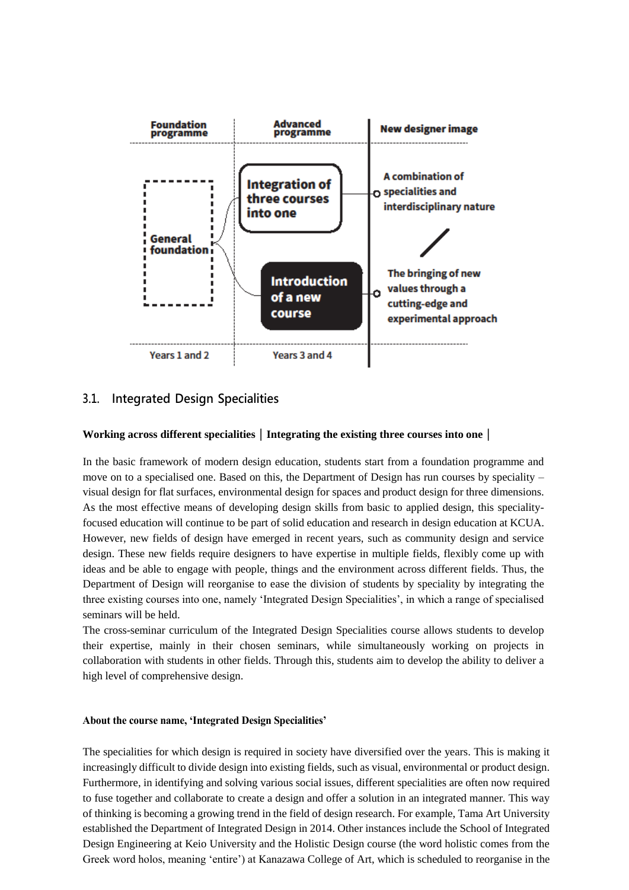| Foundation programme | Advanced programme | New designer image |
|---|---|---|
| General foundation | Integration of three courses into one | A combination of specialities and interdisciplinary nature |
| | Introduction of a new course | The bringing of new values through a cutting-edge and experimental approach |
| Years 1 and 2 | Years 3 and 4 | |

## 3.1. Integrated Design Specialities

**Working across different specialities | Integrating the existing three courses into one |**

In the basic framework of modern design education, students start from a foundation programme and move on to a specialised one. Based on this, the Department of Design has run courses by speciality – visual design for flat surfaces, environmental design for spaces and product design for three dimensions. As the most effective means of developing design skills from basic to applied design, this speciality-focused education will continue to be part of solid education and research in design education at KCUA. However, new fields of design have emerged in recent years, such as community design and service design. These new fields require designers to have expertise in multiple fields, flexibly come up with ideas and be able to engage with people, things and the environment across different fields. Thus, the Department of Design will reorganise to ease the division of students by speciality by integrating the three existing courses into one, namely 'Integrated Design Specialities', in which a range of specialised seminars will be held.

The cross-seminar curriculum of the Integrated Design Specialities course allows students to develop their expertise, mainly in their chosen seminars, while simultaneously working on projects in collaboration with students in other fields. Through this, students aim to develop the ability to deliver a high level of comprehensive design.

**About the course name, 'Integrated Design Specialities'**

The specialities for which design is required in society have diversified over the years. This is making it increasingly difficult to divide design into existing fields, such as visual, environmental or product design. Furthermore, in identifying and solving various social issues, different specialities are often now required to fuse together and collaborate to create a design and offer a solution in an integrated manner. This way of thinking is becoming a growing trend in the field of design research. For example, Tama Art University established the Department of Integrated Design in 2014. Other instances include the School of Integrated Design Engineering at Keio University and the Holistic Design course (the word holistic comes from the Greek word holos, meaning 'entire') at Kanazawa College of Art, which is scheduled to reorganise in the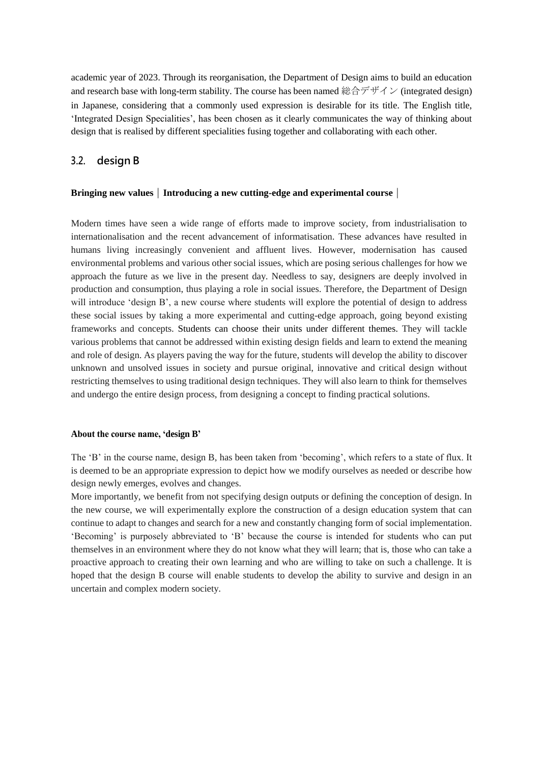academic year of 2023. Through its reorganisation, the Department of Design aims to build an education and research base with long-term stability. The course has been named 総合デザイン (integrated design) in Japanese, considering that a commonly used expression is desirable for its title. The English title, 'Integrated Design Specialities', has been chosen as it clearly communicates the way of thinking about design that is realised by different specialities fusing together and collaborating with each other.

## 3.2. design B

**Bringing new values｜Introducing a new cutting-edge and experimental course｜**

Modern times have seen a wide range of efforts made to improve society, from industrialisation to internationalisation and the recent advancement of informatisation. These advances have resulted in humans living increasingly convenient and affluent lives. However, modernisation has caused environmental problems and various other social issues, which are posing serious challenges for how we approach the future as we live in the present day. Needless to say, designers are deeply involved in production and consumption, thus playing a role in social issues. Therefore, the Department of Design will introduce 'design B', a new course where students will explore the potential of design to address these social issues by taking a more experimental and cutting-edge approach, going beyond existing frameworks and concepts. Students can choose their units under different themes. They will tackle various problems that cannot be addressed within existing design fields and learn to extend the meaning and role of design. As players paving the way for the future, students will develop the ability to discover unknown and unsolved issues in society and pursue original, innovative and critical design without restricting themselves to using traditional design techniques. They will also learn to think for themselves and undergo the entire design process, from designing a concept to finding practical solutions.

**About the course name, 'design B'**

The 'B' in the course name, design B, has been taken from 'becoming', which refers to a state of flux. It is deemed to be an appropriate expression to depict how we modify ourselves as needed or describe how design newly emerges, evolves and changes.

More importantly, we benefit from not specifying design outputs or defining the conception of design. In the new course, we will experimentally explore the construction of a design education system that can continue to adapt to changes and search for a new and constantly changing form of social implementation. 'Becoming' is purposely abbreviated to 'B' because the course is intended for students who can put themselves in an environment where they do not know what they will learn; that is, those who can take a proactive approach to creating their own learning and who are willing to take on such a challenge. It is hoped that the design B course will enable students to develop the ability to survive and design in an uncertain and complex modern society.